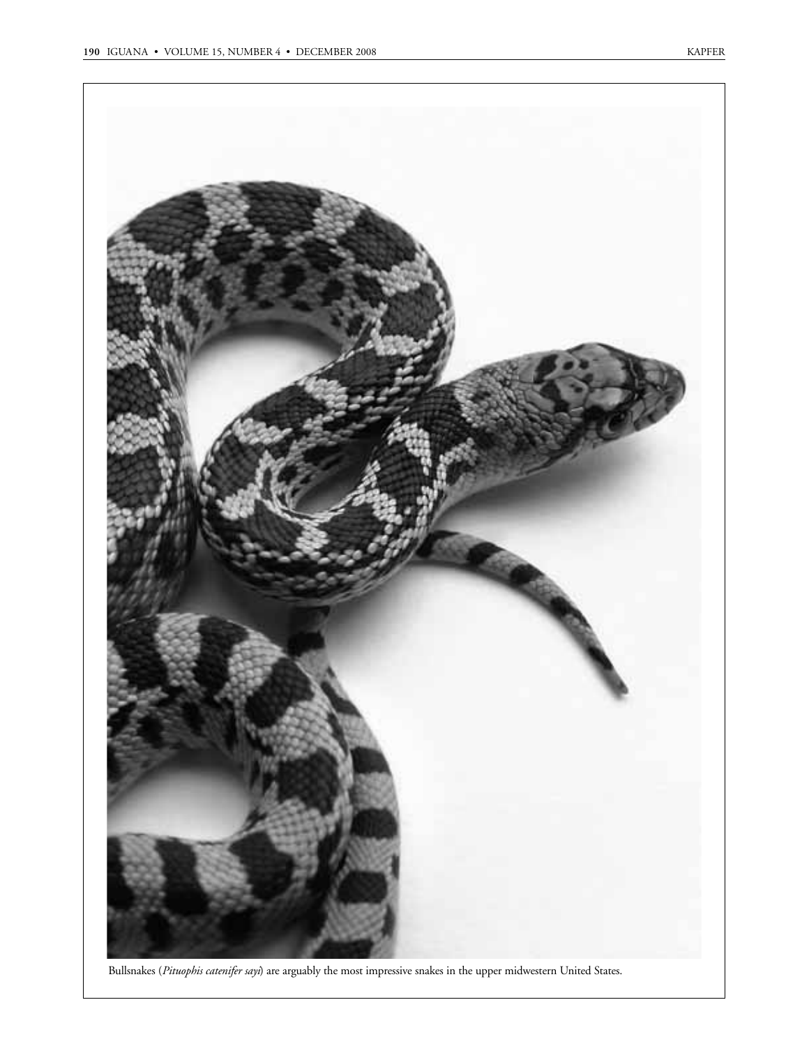Bullsnakes (*Pituophis catenifer sayi*) are arguably the most impressive snakes in the upper midwestern United States.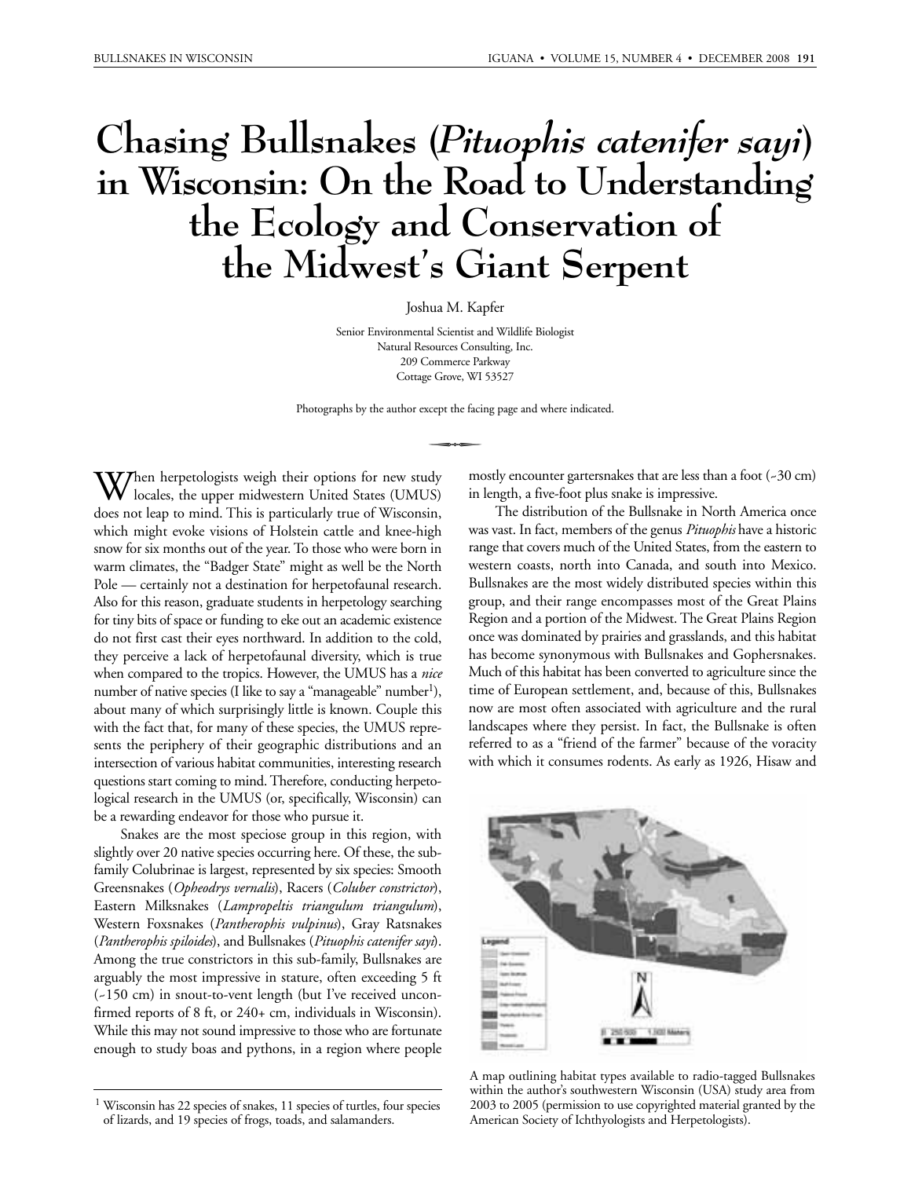# Chasing Bullsnakes (*Pituophis catenifer sayi*) in Wisconsin: On the Road to Understanding the Ecology and Conservation of the Midwest's Giant Serpent

Joshua M. Kapfer

Senior Environmental Scientist and Wildlife Biologist
Natural Resources Consulting, Inc.
209 Commerce Parkway
Cottage Grove, WI 53527

Photographs by the author except the facing page and where indicated.

When herpetologists weigh their options for new study locales, the upper midwestern United States (UMUS) does not leap to mind. This is particularly true of Wisconsin, which might evoke visions of Holstein cattle and knee-high snow for six months out of the year. To those who were born in warm climates, the "Badger State" might as well be the North Pole — certainly not a destination for herpetofaunal research. Also for this reason, graduate students in herpetology searching for tiny bits of space or funding to eke out an academic existence do not first cast their eyes northward. In addition to the cold, they perceive a lack of herpetofaunal diversity, which is true when compared to the tropics. However, the UMUS has a *nice* number of native species (I like to say a "manageable" number[1]), about many of which surprisingly little is known. Couple this with the fact that, for many of these species, the UMUS represents the periphery of their geographic distributions and an intersection of various habitat communities, interesting research questions start coming to mind. Therefore, conducting herpetological research in the UMUS (or, specifically, Wisconsin) can be a rewarding endeavor for those who pursue it.

Snakes are the most speciose group in this region, with slightly over 20 native species occurring here. Of these, the subfamily Colubrinae is largest, represented by six species: Smooth Greensnakes (*Opheodrys vernalis*), Racers (*Coluber constrictor*), Eastern Milksnakes (*Lampropeltis triangulum triangulum*), Western Foxsnakes (*Pantherophis vulpinus*), Gray Ratsnakes (*Pantherophis spiloides*), and Bullsnakes (*Pituophis catenifer sayi*). Among the true constrictors in this sub-family, Bullsnakes are arguably the most impressive in stature, often exceeding 5 ft (~150 cm) in snout-to-vent length (but I've received unconfirmed reports of 8 ft, or 240+ cm, individuals in Wisconsin). While this may not sound impressive to those who are fortunate enough to study boas and pythons, in a region where people mostly encounter gartersnakes that are less than a foot (~30 cm) in length, a five-foot plus snake is impressive.

The distribution of the Bullsnake in North America once was vast. In fact, members of the genus *Pituophis* have a historic range that covers much of the United States, from the eastern to western coasts, north into Canada, and south into Mexico. Bullsnakes are the most widely distributed species within this group, and their range encompasses most of the Great Plains Region and a portion of the Midwest. The Great Plains Region once was dominated by prairies and grasslands, and this habitat has become synonymous with Bullsnakes and Gophersnakes. Much of this habitat has been converted to agriculture since the time of European settlement, and, because of this, Bullsnakes now are most often associated with agriculture and the rural landscapes where they persist. In fact, the Bullsnake is often referred to as a "friend of the farmer" because of the voracity with which it consumes rodents. As early as 1926, Hisaw and

A map outlining habitat types available to radio-tagged Bullsnakes within the author's southwestern Wisconsin (USA) study area from 2003 to 2005 (permission to use copyrighted material granted by the American Society of Ichthyologists and Herpetologists).

[1] Wisconsin has 22 species of snakes, 11 species of turtles, four species of lizards, and 19 species of frogs, toads, and salamanders.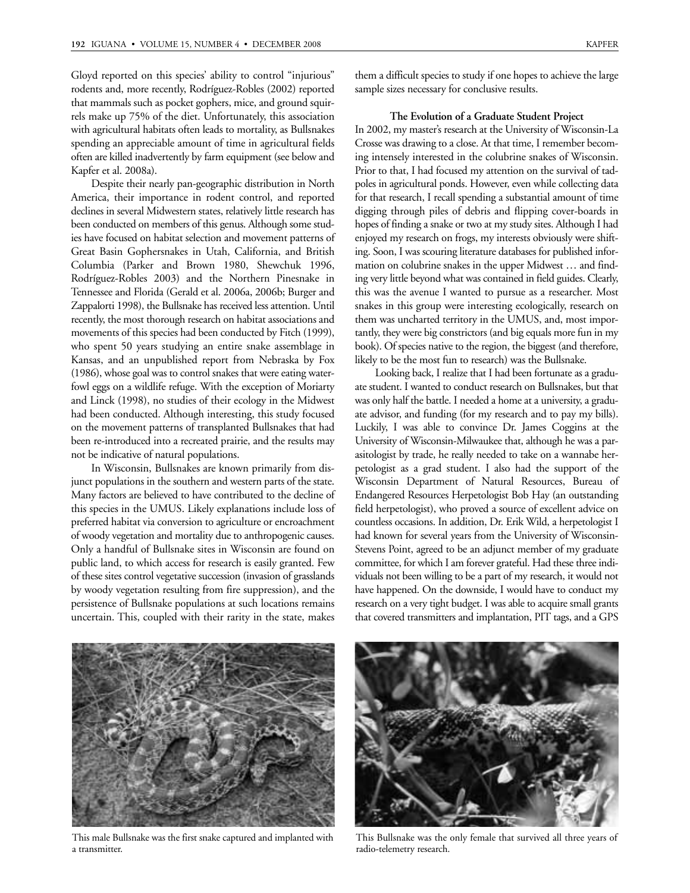Gloyd reported on this species' ability to control "injurious" rodents and, more recently, Rodríguez-Robles (2002) reported that mammals such as pocket gophers, mice, and ground squirrels make up 75% of the diet. Unfortunately, this association with agricultural habitats often leads to mortality, as Bullsnakes spending an appreciable amount of time in agricultural fields often are killed inadvertently by farm equipment (see below and Kapfer et al. 2008a).

Despite their nearly pan-geographic distribution in North America, their importance in rodent control, and reported declines in several Midwestern states, relatively little research has been conducted on members of this genus. Although some studies have focused on habitat selection and movement patterns of Great Basin Gophersnakes in Utah, California, and British Columbia (Parker and Brown 1980, Shewchuk 1996, Rodríguez-Robles 2003) and the Northern Pinesnake in Tennessee and Florida (Gerald et al. 2006a, 2006b; Burger and Zappalorti 1998), the Bullsnake has received less attention. Until recently, the most thorough research on habitat associations and movements of this species had been conducted by Fitch (1999), who spent 50 years studying an entire snake assemblage in Kansas, and an unpublished report from Nebraska by Fox (1986), whose goal was to control snakes that were eating waterfowl eggs on a wildlife refuge. With the exception of Moriarty and Linck (1998), no studies of their ecology in the Midwest had been conducted. Although interesting, this study focused on the movement patterns of transplanted Bullsnakes that had been re-introduced into a recreated prairie, and the results may not be indicative of natural populations.

In Wisconsin, Bullsnakes are known primarily from disjunct populations in the southern and western parts of the state. Many factors are believed to have contributed to the decline of this species in the UMUS. Likely explanations include loss of preferred habitat via conversion to agriculture or encroachment of woody vegetation and mortality due to anthropogenic causes. Only a handful of Bullsnake sites in Wisconsin are found on public land, to which access for research is easily granted. Few of these sites control vegetative succession (invasion of grasslands by woody vegetation resulting from fire suppression), and the persistence of Bullsnake populations at such locations remains uncertain. This, coupled with their rarity in the state, makes them a difficult species to study if one hopes to achieve the large sample sizes necessary for conclusive results.

### The Evolution of a Graduate Student Project

In 2002, my master's research at the University of Wisconsin-La Crosse was drawing to a close. At that time, I remember becoming intensely interested in the colubrine snakes of Wisconsin. Prior to that, I had focused my attention on the survival of tadpoles in agricultural ponds. However, even while collecting data for that research, I recall spending a substantial amount of time digging through piles of debris and flipping cover-boards in hopes of finding a snake or two at my study sites. Although I had enjoyed my research on frogs, my interests obviously were shifting. Soon, I was scouring literature databases for published information on colubrine snakes in the upper Midwest … and finding very little beyond what was contained in field guides. Clearly, this was the avenue I wanted to pursue as a researcher. Most snakes in this group were interesting ecologically, research on them was uncharted territory in the UMUS, and, most importantly, they were big constrictors (and big equals more fun in my book). Of species native to the region, the biggest (and therefore, likely to be the most fun to research) was the Bullsnake.

Looking back, I realize that I had been fortunate as a graduate student. I wanted to conduct research on Bullsnakes, but that was only half the battle. I needed a home at a university, a graduate advisor, and funding (for my research and to pay my bills). Luckily, I was able to convince Dr. James Coggins at the University of Wisconsin-Milwaukee that, although he was a parasitologist by trade, he really needed to take on a wannabe herpetologist as a grad student. I also had the support of the Wisconsin Department of Natural Resources, Bureau of Endangered Resources Herpetologist Bob Hay (an outstanding field herpetologist), who proved a source of excellent advice on countless occasions. In addition, Dr. Erik Wild, a herpetologist I had known for several years from the University of Wisconsin-Stevens Point, agreed to be an adjunct member of my graduate committee, for which I am forever grateful. Had these three individuals not been willing to be a part of my research, it would not have happened. On the downside, I would have to conduct my research on a very tight budget. I was able to acquire small grants that covered transmitters and implantation, PIT tags, and a GPS

This male Bullsnake was the first snake captured and implanted with a transmitter.

This Bullsnake was the only female that survived all three years of radio-telemetry research.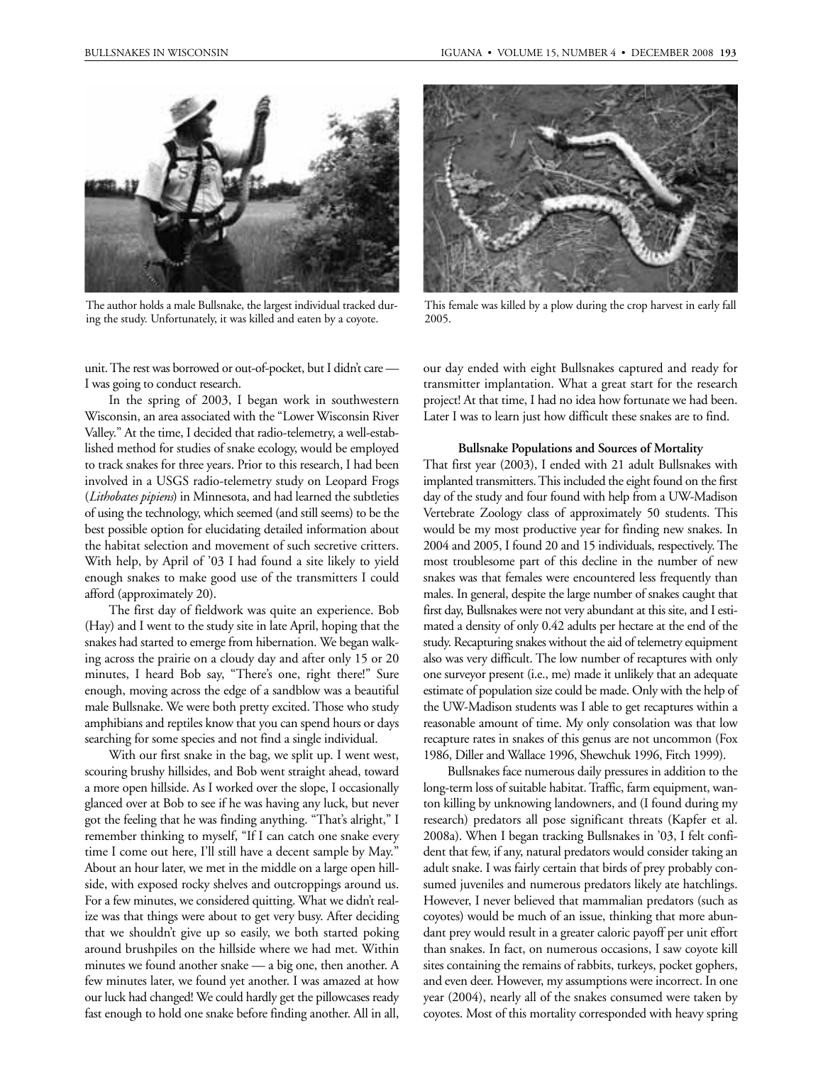The author holds a male Bullsnake, the largest individual tracked during the study. Unfortunately, it was killed and eaten by a coyote.

This female was killed by a plow during the crop harvest in early fall 2005.

unit. The rest was borrowed or out-of-pocket, but I didn't care — I was going to conduct research.

In the spring of 2003, I began work in southwestern Wisconsin, an area associated with the "Lower Wisconsin River Valley." At the time, I decided that radio-telemetry, a well-established method for studies of snake ecology, would be employed to track snakes for three years. Prior to this research, I had been involved in a USGS radio-telemetry study on Leopard Frogs (*Lithobates pipiens*) in Minnesota, and had learned the subtleties of using the technology, which seemed (and still seems) to be the best possible option for elucidating detailed information about the habitat selection and movement of such secretive critters. With help, by April of '03 I had found a site likely to yield enough snakes to make good use of the transmitters I could afford (approximately 20).

The first day of fieldwork was quite an experience. Bob (Hay) and I went to the study site in late April, hoping that the snakes had started to emerge from hibernation. We began walking across the prairie on a cloudy day and after only 15 or 20 minutes, I heard Bob say, "There's one, right there!" Sure enough, moving across the edge of a sandblow was a beautiful male Bullsnake. We were both pretty excited. Those who study amphibians and reptiles know that you can spend hours or days searching for some species and not find a single individual.

With our first snake in the bag, we split up. I went west, scouring brushy hillsides, and Bob went straight ahead, toward a more open hillside. As I worked over the slope, I occasionally glanced over at Bob to see if he was having any luck, but never got the feeling that he was finding anything. "That's alright," I remember thinking to myself, "If I can catch one snake every time I come out here, I'll still have a decent sample by May." About an hour later, we met in the middle on a large open hillside, with exposed rocky shelves and outcroppings around us. For a few minutes, we considered quitting. What we didn't realize was that things were about to get very busy. After deciding that we shouldn't give up so easily, we both started poking around brushpiles on the hillside where we had met. Within minutes we found another snake — a big one, then another. A few minutes later, we found yet another. I was amazed at how our luck had changed! We could hardly get the pillowcases ready fast enough to hold one snake before finding another. All in all, our day ended with eight Bullsnakes captured and ready for transmitter implantation. What a great start for the research project! At that time, I had no idea how fortunate we had been. Later I was to learn just how difficult these snakes are to find.

### Bullsnake Populations and Sources of Mortality

That first year (2003), I ended with 21 adult Bullsnakes with implanted transmitters. This included the eight found on the first day of the study and four found with help from a UW-Madison Vertebrate Zoology class of approximately 50 students. This would be my most productive year for finding new snakes. In 2004 and 2005, I found 20 and 15 individuals, respectively. The most troublesome part of this decline in the number of new snakes was that females were encountered less frequently than males. In general, despite the large number of snakes caught that first day, Bullsnakes were not very abundant at this site, and I estimated a density of only 0.42 adults per hectare at the end of the study. Recapturing snakes without the aid of telemetry equipment also was very difficult. The low number of recaptures with only one surveyor present (i.e., me) made it unlikely that an adequate estimate of population size could be made. Only with the help of the UW-Madison students was I able to get recaptures within a reasonable amount of time. My only consolation was that low recapture rates in snakes of this genus are not uncommon (Fox 1986, Diller and Wallace 1996, Shewchuk 1996, Fitch 1999).

Bullsnakes face numerous daily pressures in addition to the long-term loss of suitable habitat. Traffic, farm equipment, wanton killing by unknowing landowners, and (I found during my research) predators all pose significant threats (Kapfer et al. 2008a). When I began tracking Bullsnakes in '03, I felt confident that few, if any, natural predators would consider taking an adult snake. I was fairly certain that birds of prey probably consumed juveniles and numerous predators likely ate hatchlings. However, I never believed that mammalian predators (such as coyotes) would be much of an issue, thinking that more abundant prey would result in a greater caloric payoff per unit effort than snakes. In fact, on numerous occasions, I saw coyote kill sites containing the remains of rabbits, turkeys, pocket gophers, and even deer. However, my assumptions were incorrect. In one year (2004), nearly all of the snakes consumed were taken by coyotes. Most of this mortality corresponded with heavy spring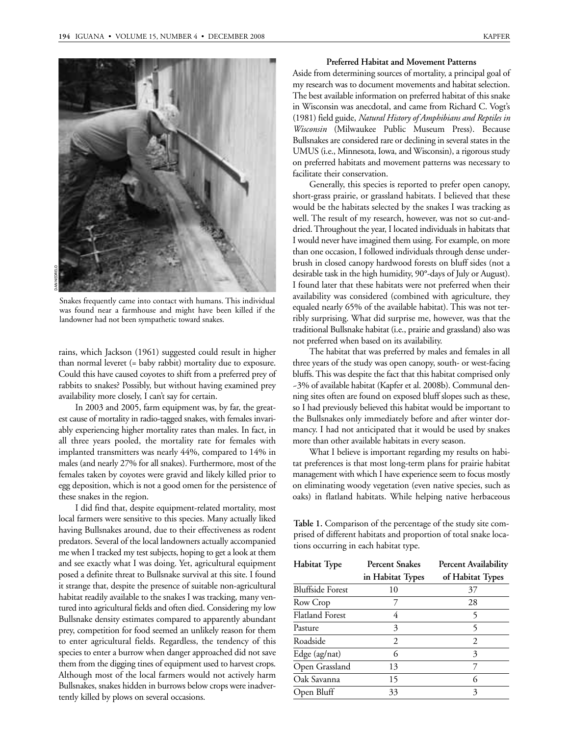Snakes frequently came into contact with humans. This individual was found near a farmhouse and might have been killed if the landowner had not been sympathetic toward snakes.

rains, which Jackson (1961) suggested could result in higher than normal leveret (= baby rabbit) mortality due to exposure. Could this have caused coyotes to shift from a preferred prey of rabbits to snakes? Possibly, but without having examined prey availability more closely, I can't say for certain.

In 2003 and 2005, farm equipment was, by far, the greatest cause of mortality in radio-tagged snakes, with females invariably experiencing higher mortality rates than males. In fact, in all three years pooled, the mortality rate for females with implanted transmitters was nearly 44%, compared to 14% in males (and nearly 27% for all snakes). Furthermore, most of the females taken by coyotes were gravid and likely killed prior to egg deposition, which is not a good omen for the persistence of these snakes in the region.

I did find that, despite equipment-related mortality, most local farmers were sensitive to this species. Many actually liked having Bullsnakes around, due to their effectiveness as rodent predators. Several of the local landowners actually accompanied me when I tracked my test subjects, hoping to get a look at them and see exactly what I was doing. Yet, agricultural equipment posed a definite threat to Bullsnake survival at this site. I found it strange that, despite the presence of suitable non-agricultural habitat readily available to the snakes I was tracking, many ventured into agricultural fields and often died. Considering my low Bullsnake density estimates compared to apparently abundant prey, competition for food seemed an unlikely reason for them to enter agricultural fields. Regardless, the tendency of this species to enter a burrow when danger approached did not save them from the digging tines of equipment used to harvest crops. Although most of the local farmers would not actively harm Bullsnakes, snakes hidden in burrows below crops were inadvertently killed by plows on several occasions.

### Preferred Habitat and Movement Patterns

Aside from determining sources of mortality, a principal goal of my research was to document movements and habitat selection. The best available information on preferred habitat of this snake in Wisconsin was anecdotal, and came from Richard C. Vogt's (1981) field guide, *Natural History of Amphibians and Reptiles in Wisconsin* (Milwaukee Public Museum Press). Because Bullsnakes are considered rare or declining in several states in the UMUS (i.e., Minnesota, Iowa, and Wisconsin), a rigorous study on preferred habitats and movement patterns was necessary to facilitate their conservation.

Generally, this species is reported to prefer open canopy, short-grass prairie, or grassland habitats. I believed that these would be the habitats selected by the snakes I was tracking as well. The result of my research, however, was not so cut-and-dried. Throughout the year, I located individuals in habitats that I would never have imagined them using. For example, on more than one occasion, I followed individuals through dense underbrush in closed canopy hardwood forests on bluff sides (not a desirable task in the high humidity, 90°-days of July or August). I found later that these habitats were not preferred when their availability was considered (combined with agriculture, they equaled nearly 65% of the available habitat). This was not terribly surprising. What did surprise me, however, was that the traditional Bullsnake habitat (i.e., prairie and grassland) also was not preferred when based on its availability.

The habitat that was preferred by males and females in all three years of the study was open canopy, south- or west-facing bluffs. This was despite the fact that this habitat comprised only ~3% of available habitat (Kapfer et al. 2008b). Communal denning sites often are found on exposed bluff slopes such as these, so I had previously believed this habitat would be important to the Bullsnakes only immediately before and after winter dormancy. I had not anticipated that it would be used by snakes more than other available habitats in every season.

What I believe is important regarding my results on habitat preferences is that most long-term plans for prairie habitat management with which I have experience seem to focus mostly on eliminating woody vegetation (even native species, such as oaks) in flatland habitats. While helping native herbaceous

**Table 1.** Comparison of the percentage of the study site comprised of different habitats and proportion of total snake locations occurring in each habitat type.

| Habitat Type | Percent Snakes in Habitat Types | Percent Availability of Habitat Types |
|---|---|---|
| Bluffside Forest | 10 | 37 |
| Row Crop | 7 | 28 |
| Flatland Forest | 4 | 5 |
| Pasture | 3 | 5 |
| Roadside | 2 | 2 |
| Edge (ag/nat) | 6 | 3 |
| Open Grassland | 13 | 7 |
| Oak Savanna | 15 | 6 |
| Open Bluff | 33 | 3 |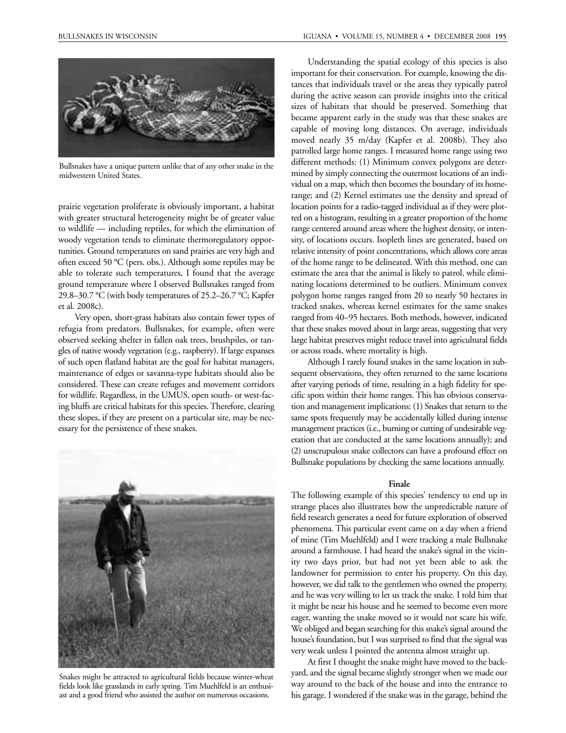Bullsnakes have a unique pattern unlike that of any other snake in the midwestern United States.

prairie vegetation proliferate is obviously important, a habitat with greater structural heterogeneity might be of greater value to wildlife — including reptiles, for which the elimination of woody vegetation tends to eliminate thermoregulatory opportunities. Ground temperatures on sand prairies are very high and often exceed 50 °C (pers. obs.). Although some reptiles may be able to tolerate such temperatures, I found that the average ground temperature where I observed Bullsnakes ranged from 29.8–30.7 °C (with body temperatures of 25.2–26.7 °C; Kapfer et al. 2008c).

Very open, short-grass habitats also contain fewer types of refugia from predators. Bullsnakes, for example, often were observed seeking shelter in fallen oak trees, brushpiles, or tangles of native woody vegetation (e.g., raspberry). If large expanses of such open flatland habitat are the goal for habitat managers, maintenance of edges or savanna-type habitats should also be considered. These can create refuges and movement corridors for wildlife. Regardless, in the UMUS, open south- or west-facing bluffs are critical habitats for this species. Therefore, clearing these slopes, if they are present on a particular site, may be necessary for the persistence of these snakes.

Snakes might be attracted to agricultural fields because winter-wheat fields look like grasslands in early spring. Tim Muehlfeld is an enthusiast and a good friend who assisted the author on numerous occasions.

Understanding the spatial ecology of this species is also important for their conservation. For example, knowing the distances that individuals travel or the areas they typically patrol during the active season can provide insights into the critical sizes of habitats that should be preserved. Something that became apparent early in the study was that these snakes are capable of moving long distances. On average, individuals moved nearly 35 m/day (Kapfer et al. 2008b). They also patrolled large home ranges. I measured home range using two different methods: (1) Minimum convex polygons are determined by simply connecting the outermost locations of an individual on a map, which then becomes the boundary of its home-range; and (2) Kernel estimates use the density and spread of location points for a radio-tagged individual as if they were plotted on a histogram, resulting in a greater proportion of the home range centered around areas where the highest density, or intensity, of locations occurs. Isopleth lines are generated, based on relative intensity of point concentrations, which allows core areas of the home range to be delineated. With this method, one can estimate the area that the animal is likely to patrol, while eliminating locations determined to be outliers. Minimum convex polygon home ranges ranged from 20 to nearly 50 hectares in tracked snakes, whereas kernel estimates for the same snakes ranged from 40–95 hectares. Both methods, however, indicated that these snakes moved about in large areas, suggesting that very large habitat preserves might reduce travel into agricultural fields or across roads, where mortality is high.

Although I rarely found snakes in the same location in subsequent observations, they often returned to the same locations after varying periods of time, resulting in a high fidelity for specific spots within their home ranges. This has obvious conservation and management implications: (1) Snakes that return to the same spots frequently may be accidentally killed during intense management practices (i.e., burning or cutting of undesirable vegetation that are conducted at the same locations annually); and (2) unscrupulous snake collectors can have a profound effect on Bullsnake populations by checking the same locations annually.

**Finale**

The following example of this species' tendency to end up in strange places also illustrates how the unpredictable nature of field research generates a need for future exploration of observed phenomena. This particular event came on a day when a friend of mine (Tim Muehlfeld) and I were tracking a male Bullsnake around a farmhouse. I had heard the snake's signal in the vicinity two days prior, but had not yet been able to ask the landowner for permission to enter his property. On this day, however, we did talk to the gentlemen who owned the property, and he was very willing to let us track the snake. I told him that it might be near his house and he seemed to become even more eager, wanting the snake moved so it would not scare his wife. We obliged and began searching for this snake's signal around the house's foundation, but I was surprised to find that the signal was very weak unless I pointed the antenna almost straight up.

At first I thought the snake might have moved to the backyard, and the signal became slightly stronger when we made our way around to the back of the house and into the entrance to his garage. I wondered if the snake was in the garage, behind the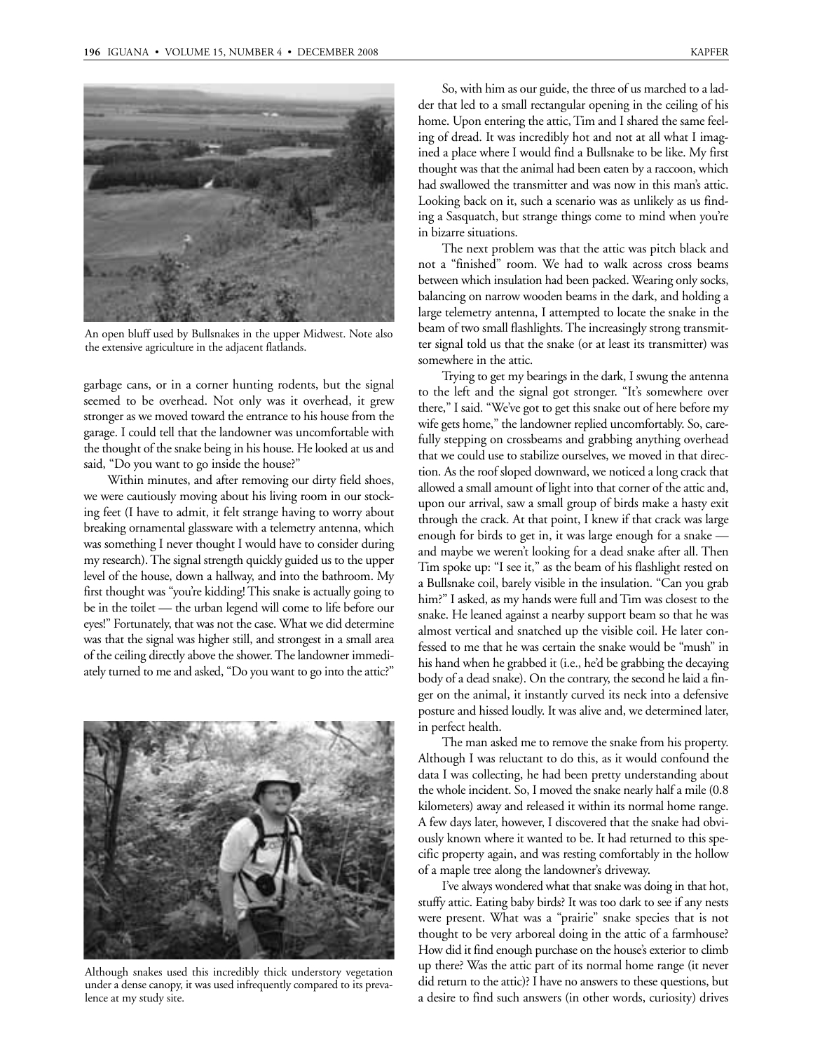An open bluff used by Bullsnakes in the upper Midwest. Note also the extensive agriculture in the adjacent flatlands.

garbage cans, or in a corner hunting rodents, but the signal seemed to be overhead. Not only was it overhead, it grew stronger as we moved toward the entrance to his house from the garage. I could tell that the landowner was uncomfortable with the thought of the snake being in his house. He looked at us and said, "Do you want to go inside the house?"

Within minutes, and after removing our dirty field shoes, we were cautiously moving about his living room in our stocking feet (I have to admit, it felt strange having to worry about breaking ornamental glassware with a telemetry antenna, which was something I never thought I would have to consider during my research). The signal strength quickly guided us to the upper level of the house, down a hallway, and into the bathroom. My first thought was "you're kidding! This snake is actually going to be in the toilet — the urban legend will come to life before our eyes!" Fortunately, that was not the case. What we did determine was that the signal was higher still, and strongest in a small area of the ceiling directly above the shower. The landowner immediately turned to me and asked, "Do you want to go into the attic?"

Although snakes used this incredibly thick understory vegetation under a dense canopy, it was used infrequently compared to its prevalence at my study site.

So, with him as our guide, the three of us marched to a ladder that led to a small rectangular opening in the ceiling of his home. Upon entering the attic, Tim and I shared the same feeling of dread. It was incredibly hot and not at all what I imagined a place where I would find a Bullsnake to be like. My first thought was that the animal had been eaten by a raccoon, which had swallowed the transmitter and was now in this man's attic. Looking back on it, such a scenario was as unlikely as us finding a Sasquatch, but strange things come to mind when you're in bizarre situations.

The next problem was that the attic was pitch black and not a "finished" room. We had to walk across cross beams between which insulation had been packed. Wearing only socks, balancing on narrow wooden beams in the dark, and holding a large telemetry antenna, I attempted to locate the snake in the beam of two small flashlights. The increasingly strong transmitter signal told us that the snake (or at least its transmitter) was somewhere in the attic.

Trying to get my bearings in the dark, I swung the antenna to the left and the signal got stronger. "It's somewhere over there," I said. "We've got to get this snake out of here before my wife gets home," the landowner replied uncomfortably. So, carefully stepping on crossbeams and grabbing anything overhead that we could use to stabilize ourselves, we moved in that direction. As the roof sloped downward, we noticed a long crack that allowed a small amount of light into that corner of the attic and, upon our arrival, saw a small group of birds make a hasty exit through the crack. At that point, I knew if that crack was large enough for birds to get in, it was large enough for a snake — and maybe we weren't looking for a dead snake after all. Then Tim spoke up: "I see it," as the beam of his flashlight rested on a Bullsnake coil, barely visible in the insulation. "Can you grab him?" I asked, as my hands were full and Tim was closest to the snake. He leaned against a nearby support beam so that he was almost vertical and snatched up the visible coil. He later confessed to me that he was certain the snake would be "mush" in his hand when he grabbed it (i.e., he'd be grabbing the decaying body of a dead snake). On the contrary, the second he laid a finger on the animal, it instantly curved its neck into a defensive posture and hissed loudly. It was alive and, we determined later, in perfect health.

The man asked me to remove the snake from his property. Although I was reluctant to do this, as it would confound the data I was collecting, he had been pretty understanding about the whole incident. So, I moved the snake nearly half a mile (0.8 kilometers) away and released it within its normal home range. A few days later, however, I discovered that the snake had obviously known where it wanted to be. It had returned to this specific property again, and was resting comfortably in the hollow of a maple tree along the landowner's driveway.

I've always wondered what that snake was doing in that hot, stuffy attic. Eating baby birds? It was too dark to see if any nests were present. What was a "prairie" snake species that is not thought to be very arboreal doing in the attic of a farmhouse? How did it find enough purchase on the house's exterior to climb up there? Was the attic part of its normal home range (it never did return to the attic)? I have no answers to these questions, but a desire to find such answers (in other words, curiosity) drives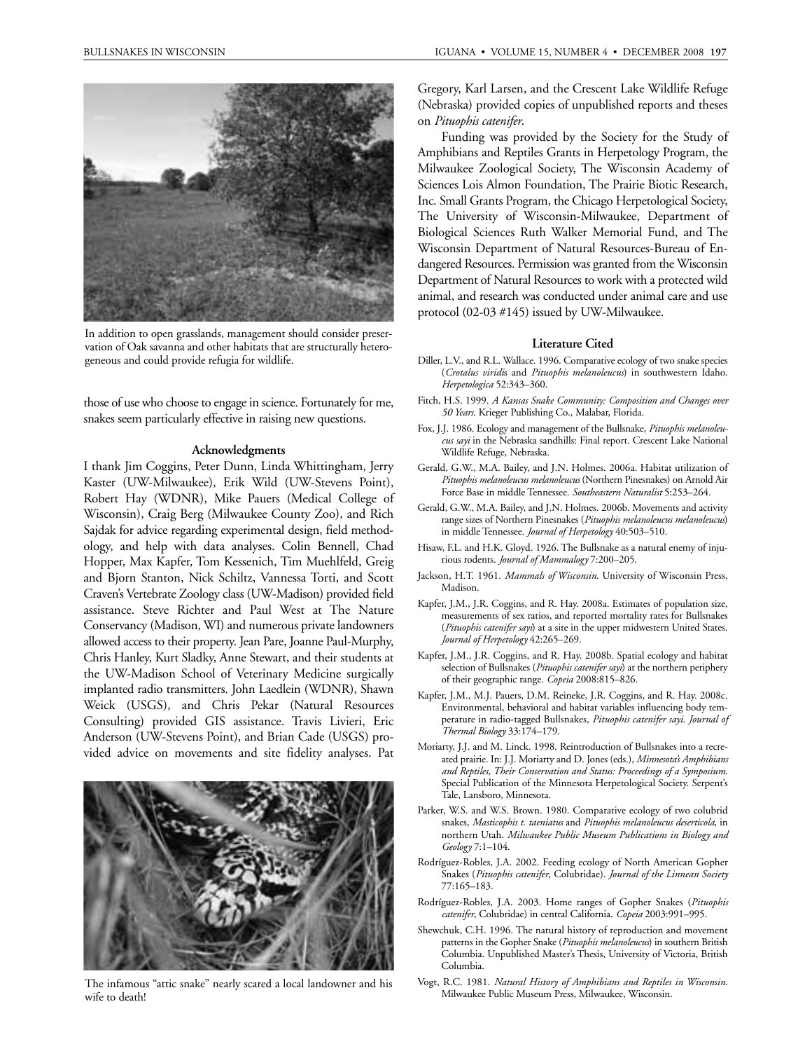In addition to open grasslands, management should consider preservation of Oak savanna and other habitats that are structurally heterogeneous and could provide refugia for wildlife.

those of use who choose to engage in science. Fortunately for me, snakes seem particularly effective in raising new questions.

#### Acknowledgments

I thank Jim Coggins, Peter Dunn, Linda Whittingham, Jerry Kaster (UW-Milwaukee), Erik Wild (UW-Stevens Point), Robert Hay (WDNR), Mike Pauers (Medical College of Wisconsin), Craig Berg (Milwaukee County Zoo), and Rich Sajdak for advice regarding experimental design, field methodology, and help with data analyses. Colin Bennell, Chad Hopper, Max Kapfer, Tom Kessenich, Tim Muehlfeld, Greig and Bjorn Stanton, Nick Schiltz, Vannessa Torti, and Scott Craven's Vertebrate Zoology class (UW-Madison) provided field assistance. Steve Richter and Paul West at The Nature Conservancy (Madison, WI) and numerous private landowners allowed access to their property. Jean Pare, Joanne Paul-Murphy, Chris Hanley, Kurt Sladky, Anne Stewart, and their students at the UW-Madison School of Veterinary Medicine surgically implanted radio transmitters. John Laedlein (WDNR), Shawn Weick (USGS), and Chris Pekar (Natural Resources Consulting) provided GIS assistance. Travis Livieri, Eric Anderson (UW-Stevens Point), and Brian Cade (USGS) provided advice on movements and site fidelity analyses. Pat Gregory, Karl Larsen, and the Crescent Lake Wildlife Refuge (Nebraska) provided copies of unpublished reports and theses on *Pituophis catenifer*.

The infamous "attic snake" nearly scared a local landowner and his wife to death!

Funding was provided by the Society for the Study of Amphibians and Reptiles Grants in Herpetology Program, the Milwaukee Zoological Society, The Wisconsin Academy of Sciences Lois Almon Foundation, The Prairie Biotic Research, Inc. Small Grants Program, the Chicago Herpetological Society, The University of Wisconsin-Milwaukee, Department of Biological Sciences Ruth Walker Memorial Fund, and The Wisconsin Department of Natural Resources-Bureau of Endangered Resources. Permission was granted from the Wisconsin Department of Natural Resources to work with a protected wild animal, and research was conducted under animal care and use protocol (02-03 #145) issued by UW-Milwaukee.

#### Literature Cited

Diller, L.V., and R.L. Wallace. 1996. Comparative ecology of two snake species (*Crotalus viridis* and *Pituophis melanoleucus*) in southwestern Idaho. *Herpetologica* 52:343–360.

Fitch, H.S. 1999. *A Kansas Snake Community: Composition and Changes over 50 Years.* Krieger Publishing Co., Malabar, Florida.

Fox, J.J. 1986. Ecology and management of the Bullsnake, *Pituophis melanoleucus sayi* in the Nebraska sandhills: Final report. Crescent Lake National Wildlife Refuge, Nebraska.

Gerald, G.W., M.A. Bailey, and J.N. Holmes. 2006a. Habitat utilization of *Pituophis melanoleucus melanoleucus* (Northern Pinesnakes) on Arnold Air Force Base in middle Tennessee. *Southeastern Naturalist* 5:253–264.

Gerald, G.W., M.A. Bailey, and J.N. Holmes. 2006b. Movements and activity range sizes of Northern Pinesnakes (*Pituophis melanoleucus melanoleucus*) in middle Tennessee. *Journal of Herpetology* 40:503–510.

Hisaw, F.L. and H.K. Gloyd. 1926. The Bullsnake as a natural enemy of injurious rodents. *Journal of Mammalogy* 7:200–205.

Jackson, H.T. 1961. *Mammals of Wisconsin.* University of Wisconsin Press, Madison.

Kapfer, J.M., J.R. Coggins, and R. Hay. 2008a. Estimates of population size, measurements of sex ratios, and reported mortality rates for Bullsnakes (*Pituophis catenifer sayi*) at a site in the upper midwestern United States. *Journal of Herpetology* 42:265–269.

Kapfer, J.M., J.R. Coggins, and R. Hay. 2008b. Spatial ecology and habitat selection of Bullsnakes (*Pituophis catenifer sayi*) at the northern periphery of their geographic range. *Copeia* 2008:815–826.

Kapfer, J.M., M.J. Pauers, D.M. Reineke, J.R. Coggins, and R. Hay. 2008c. Environmental, behavioral and habitat variables influencing body temperature in radio-tagged Bullsnakes, *Pituophis catenifer sayi. Journal of Thermal Biology* 33:174–179.

Moriarty, J.J. and M. Linck. 1998. Reintroduction of Bullsnakes into a recreated prairie. In: J.J. Moriarty and D. Jones (eds.), *Minnesota's Amphibians and Reptiles, Their Conservation and Status: Proceedings of a Symposium.* Special Publication of the Minnesota Herpetological Society. Serpent's Tale, Lansboro, Minnesota.

Parker, W.S. and W.S. Brown. 1980. Comparative ecology of two colubrid snakes, *Masticophis t. taeniatus* and *Pituophis melanoleucus deserticola*, in northern Utah. *Milwaukee Public Museum Publications in Biology and Geology* 7:1–104.

Rodríguez-Robles, J.A. 2002. Feeding ecology of North American Gopher Snakes (*Pituophis catenifer*, Colubridae). *Journal of the Linnean Society* 77:165–183.

Rodríguez-Robles, J.A. 2003. Home ranges of Gopher Snakes (*Pituophis catenifer*, Colubridae) in central California. *Copeia* 2003:991–995.

Shewchuk, C.H. 1996. The natural history of reproduction and movement patterns in the Gopher Snake (*Pituophis melanoleucus*) in southern British Columbia. Unpublished Master's Thesis, University of Victoria, British Columbia.

Vogt, R.C. 1981. *Natural History of Amphibians and Reptiles in Wisconsin.* Milwaukee Public Museum Press, Milwaukee, Wisconsin.